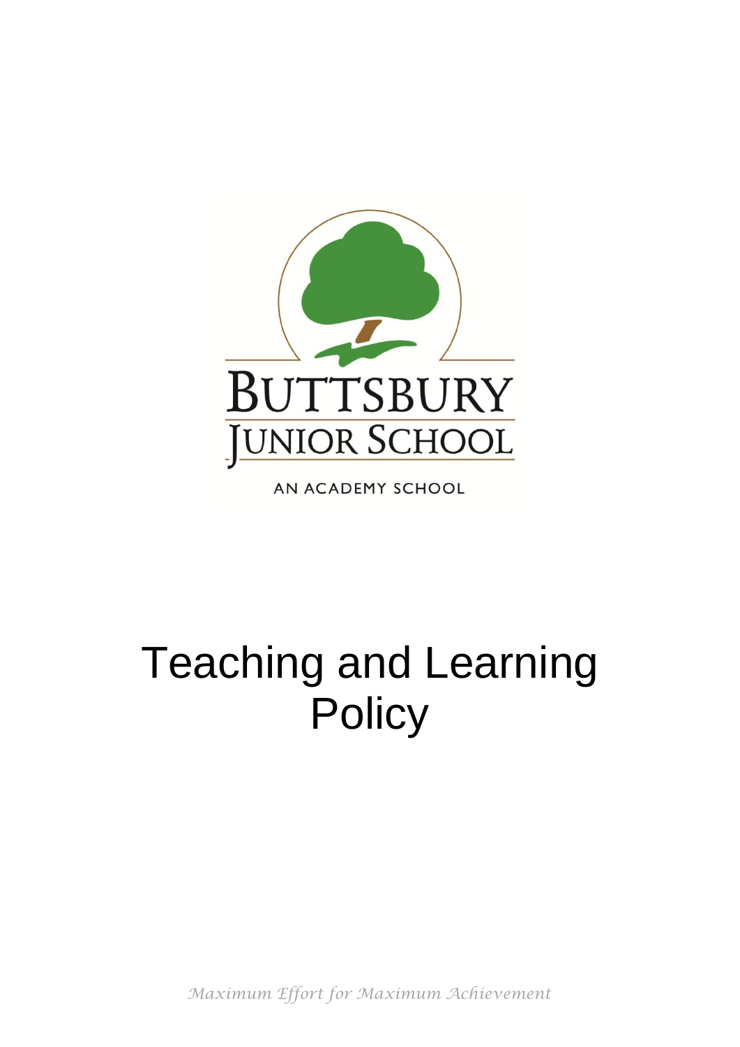BUTTSBURY

JUNIOR SCHOOL

AN ACADEMY SCHOOL

# Teaching and Learning Policy

*Maximum Effort for Maximum Achievement*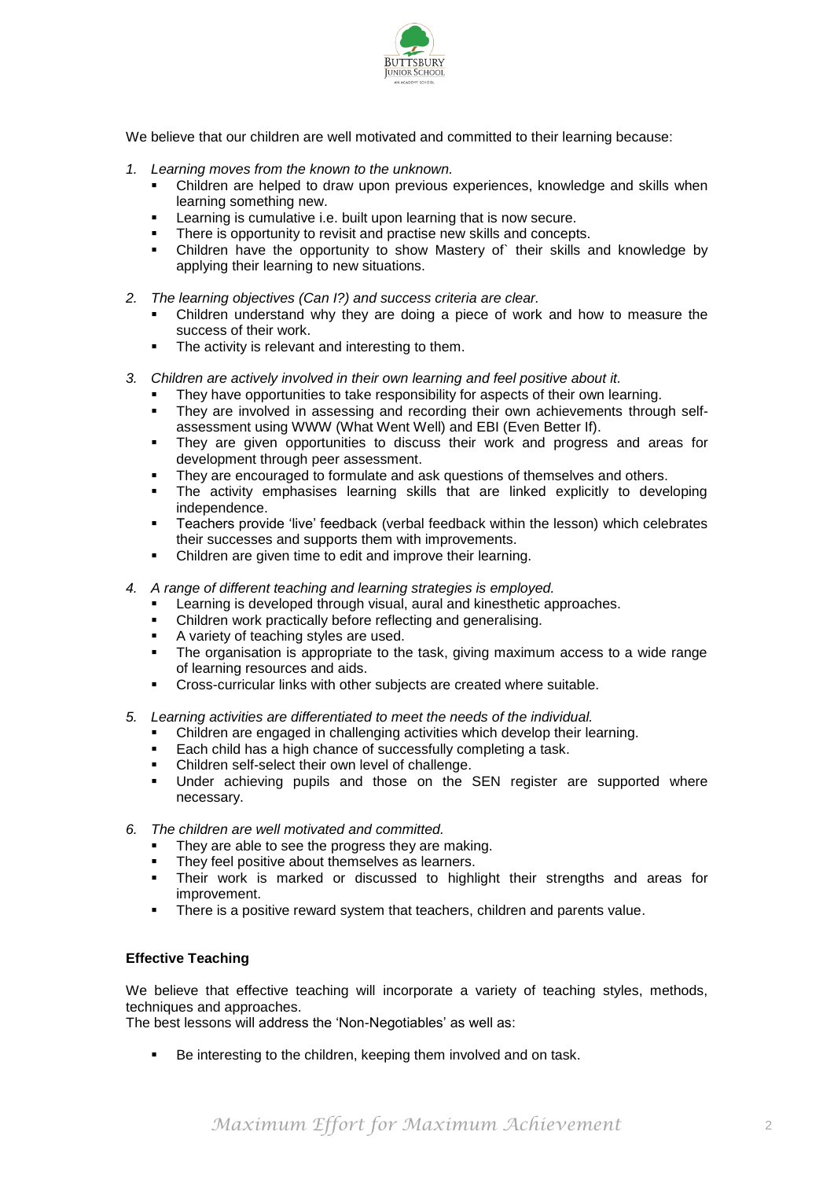We believe that our children are well motivated and committed to their learning because:

1. *Learning moves from the known to the unknown.*
   - Children are helped to draw upon previous experiences, knowledge and skills when learning something new.
   - Learning is cumulative i.e. built upon learning that is now secure.
   - There is opportunity to revisit and practise new skills and concepts.
   - Children have the opportunity to show Mastery of` their skills and knowledge by applying their learning to new situations.

2. *The learning objectives (Can I?) and success criteria are clear.*
   - Children understand why they are doing a piece of work and how to measure the success of their work.
   - The activity is relevant and interesting to them.

3. *Children are actively involved in their own learning and feel positive about it.*
   - They have opportunities to take responsibility for aspects of their own learning.
   - They are involved in assessing and recording their own achievements through self-assessment using WWW (What Went Well) and EBI (Even Better If).
   - They are given opportunities to discuss their work and progress and areas for development through peer assessment.
   - They are encouraged to formulate and ask questions of themselves and others.
   - The activity emphasises learning skills that are linked explicitly to developing independence.
   - Teachers provide 'live' feedback (verbal feedback within the lesson) which celebrates their successes and supports them with improvements.
   - Children are given time to edit and improve their learning.

4. *A range of different teaching and learning strategies is employed.*
   - Learning is developed through visual, aural and kinesthetic approaches.
   - Children work practically before reflecting and generalising.
   - A variety of teaching styles are used.
   - The organisation is appropriate to the task, giving maximum access to a wide range of learning resources and aids.
   - Cross-curricular links with other subjects are created where suitable.

5. *Learning activities are differentiated to meet the needs of the individual.*
   - Children are engaged in challenging activities which develop their learning.
   - Each child has a high chance of successfully completing a task.
   - Children self-select their own level of challenge.
   - Under achieving pupils and those on the SEN register are supported where necessary.

6. *The children are well motivated and committed.*
   - They are able to see the progress they are making.
   - They feel positive about themselves as learners.
   - Their work is marked or discussed to highlight their strengths and areas for improvement.
   - There is a positive reward system that teachers, children and parents value.

**Effective Teaching**

We believe that effective teaching will incorporate a variety of teaching styles, methods, techniques and approaches.
The best lessons will address the 'Non-Negotiables' as well as:

- Be interesting to the children, keeping them involved and on task.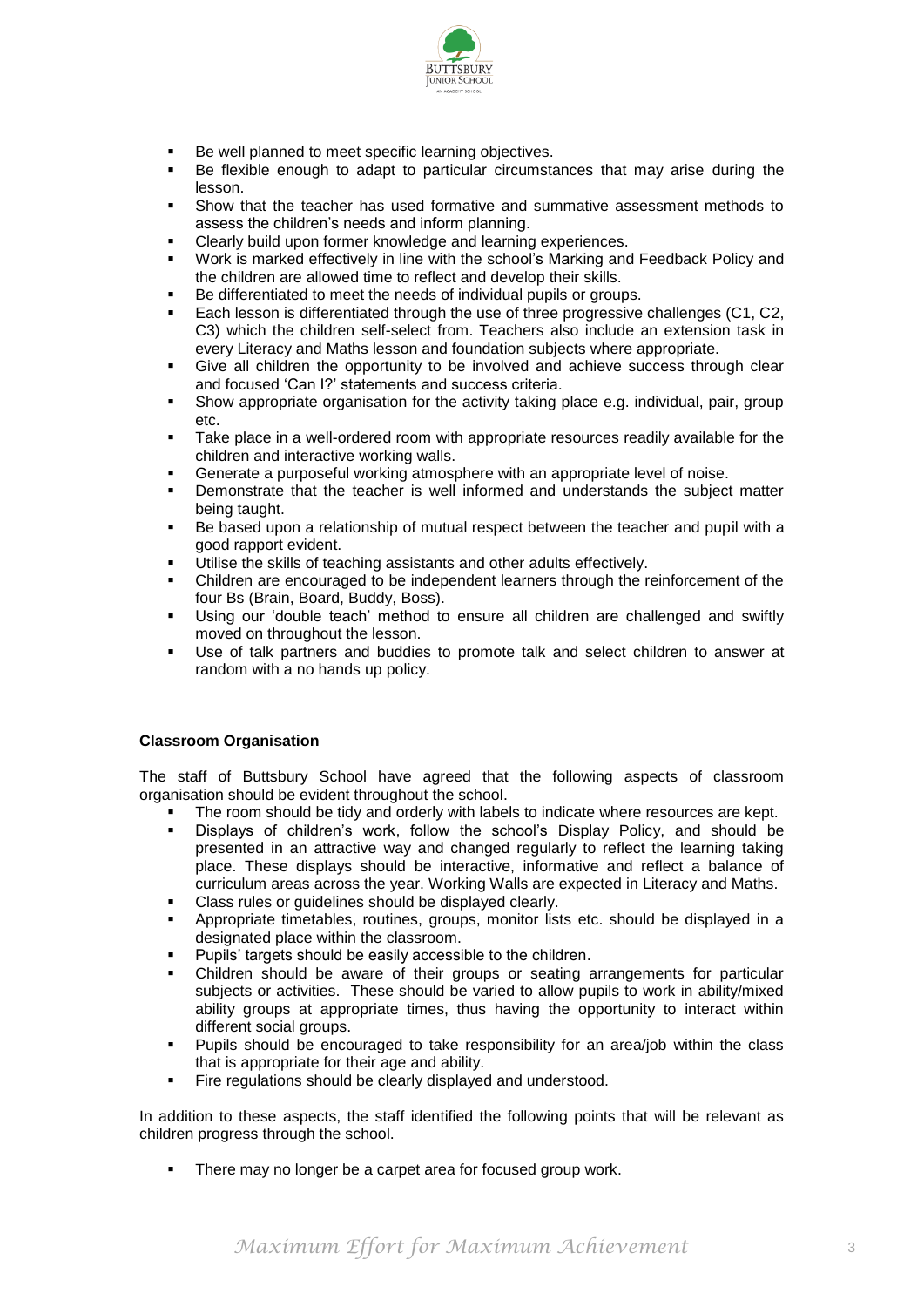- Be well planned to meet specific learning objectives.
- Be flexible enough to adapt to particular circumstances that may arise during the lesson.
- Show that the teacher has used formative and summative assessment methods to assess the children's needs and inform planning.
- Clearly build upon former knowledge and learning experiences.
- Work is marked effectively in line with the school's Marking and Feedback Policy and the children are allowed time to reflect and develop their skills.
- Be differentiated to meet the needs of individual pupils or groups.
- Each lesson is differentiated through the use of three progressive challenges (C1, C2, C3) which the children self-select from. Teachers also include an extension task in every Literacy and Maths lesson and foundation subjects where appropriate.
- Give all children the opportunity to be involved and achieve success through clear and focused 'Can I?' statements and success criteria.
- Show appropriate organisation for the activity taking place e.g. individual, pair, group etc.
- Take place in a well-ordered room with appropriate resources readily available for the children and interactive working walls.
- Generate a purposeful working atmosphere with an appropriate level of noise.
- Demonstrate that the teacher is well informed and understands the subject matter being taught.
- Be based upon a relationship of mutual respect between the teacher and pupil with a good rapport evident.
- Utilise the skills of teaching assistants and other adults effectively.
- Children are encouraged to be independent learners through the reinforcement of the four Bs (Brain, Board, Buddy, Boss).
- Using our 'double teach' method to ensure all children are challenged and swiftly moved on throughout the lesson.
- Use of talk partners and buddies to promote talk and select children to answer at random with a no hands up policy.

**Classroom Organisation**

The staff of Buttsbury School have agreed that the following aspects of classroom organisation should be evident throughout the school.

- The room should be tidy and orderly with labels to indicate where resources are kept.
- Displays of children's work, follow the school's Display Policy, and should be presented in an attractive way and changed regularly to reflect the learning taking place. These displays should be interactive, informative and reflect a balance of curriculum areas across the year. Working Walls are expected in Literacy and Maths.
- Class rules or guidelines should be displayed clearly.
- Appropriate timetables, routines, groups, monitor lists etc. should be displayed in a designated place within the classroom.
- Pupils' targets should be easily accessible to the children.
- Children should be aware of their groups or seating arrangements for particular subjects or activities. These should be varied to allow pupils to work in ability/mixed ability groups at appropriate times, thus having the opportunity to interact within different social groups.
- Pupils should be encouraged to take responsibility for an area/job within the class that is appropriate for their age and ability.
- Fire regulations should be clearly displayed and understood.

In addition to these aspects, the staff identified the following points that will be relevant as children progress through the school.

- There may no longer be a carpet area for focused group work.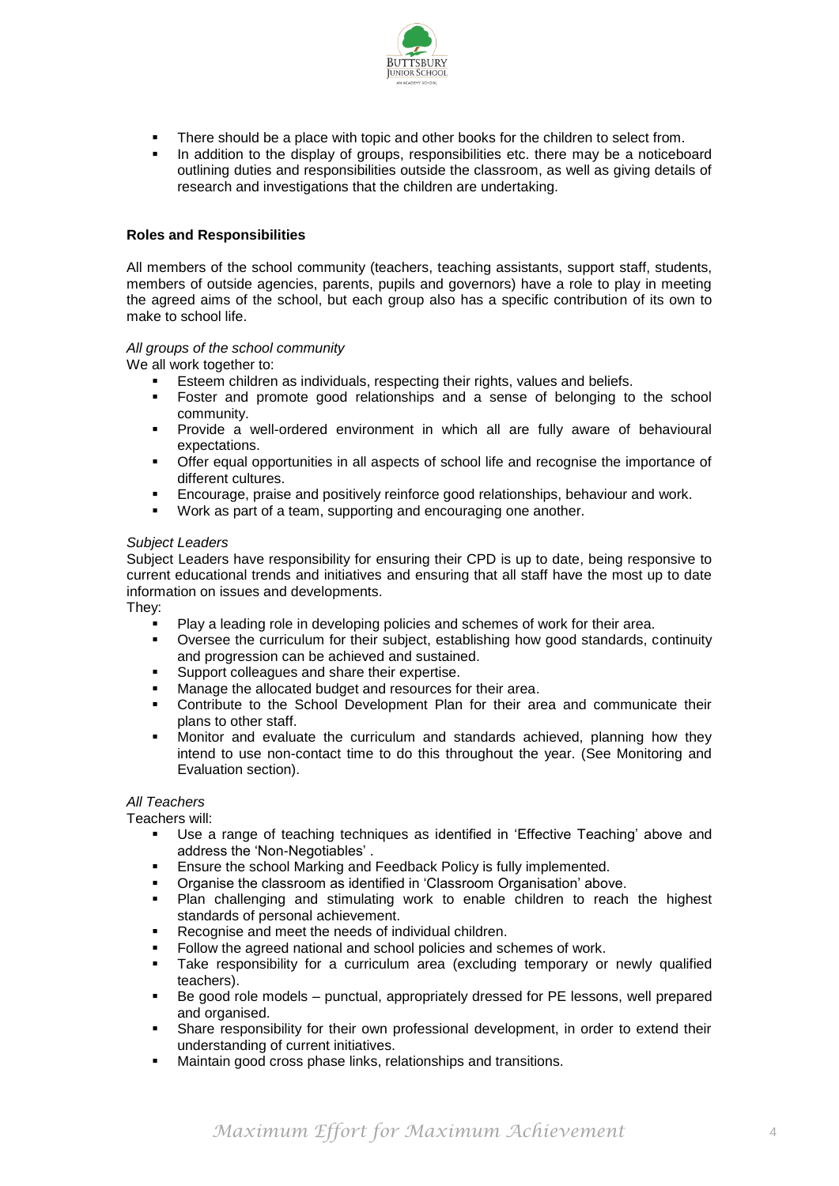- There should be a place with topic and other books for the children to select from.
- In addition to the display of groups, responsibilities etc. there may be a noticeboard outlining duties and responsibilities outside the classroom, as well as giving details of research and investigations that the children are undertaking.

**Roles and Responsibilities**

All members of the school community (teachers, teaching assistants, support staff, students, members of outside agencies, parents, pupils and governors) have a role to play in meeting the agreed aims of the school, but each group also has a specific contribution of its own to make to school life.

*All groups of the school community*

We all work together to:

- Esteem children as individuals, respecting their rights, values and beliefs.
- Foster and promote good relationships and a sense of belonging to the school community.
- Provide a well-ordered environment in which all are fully aware of behavioural expectations.
- Offer equal opportunities in all aspects of school life and recognise the importance of different cultures.
- Encourage, praise and positively reinforce good relationships, behaviour and work.
- Work as part of a team, supporting and encouraging one another.

*Subject Leaders*

Subject Leaders have responsibility for ensuring their CPD is up to date, being responsive to current educational trends and initiatives and ensuring that all staff have the most up to date information on issues and developments.

They:

- Play a leading role in developing policies and schemes of work for their area.
- Oversee the curriculum for their subject, establishing how good standards, continuity and progression can be achieved and sustained.
- Support colleagues and share their expertise.
- Manage the allocated budget and resources for their area.
- Contribute to the School Development Plan for their area and communicate their plans to other staff.
- Monitor and evaluate the curriculum and standards achieved, planning how they intend to use non-contact time to do this throughout the year. (See Monitoring and Evaluation section).

*All Teachers*

Teachers will:

- Use a range of teaching techniques as identified in 'Effective Teaching' above and address the 'Non-Negotiables' .
- Ensure the school Marking and Feedback Policy is fully implemented.
- Organise the classroom as identified in 'Classroom Organisation' above.
- Plan challenging and stimulating work to enable children to reach the highest standards of personal achievement.
- Recognise and meet the needs of individual children.
- Follow the agreed national and school policies and schemes of work.
- Take responsibility for a curriculum area (excluding temporary or newly qualified teachers).
- Be good role models – punctual, appropriately dressed for PE lessons, well prepared and organised.
- Share responsibility for their own professional development, in order to extend their understanding of current initiatives.
- Maintain good cross phase links, relationships and transitions.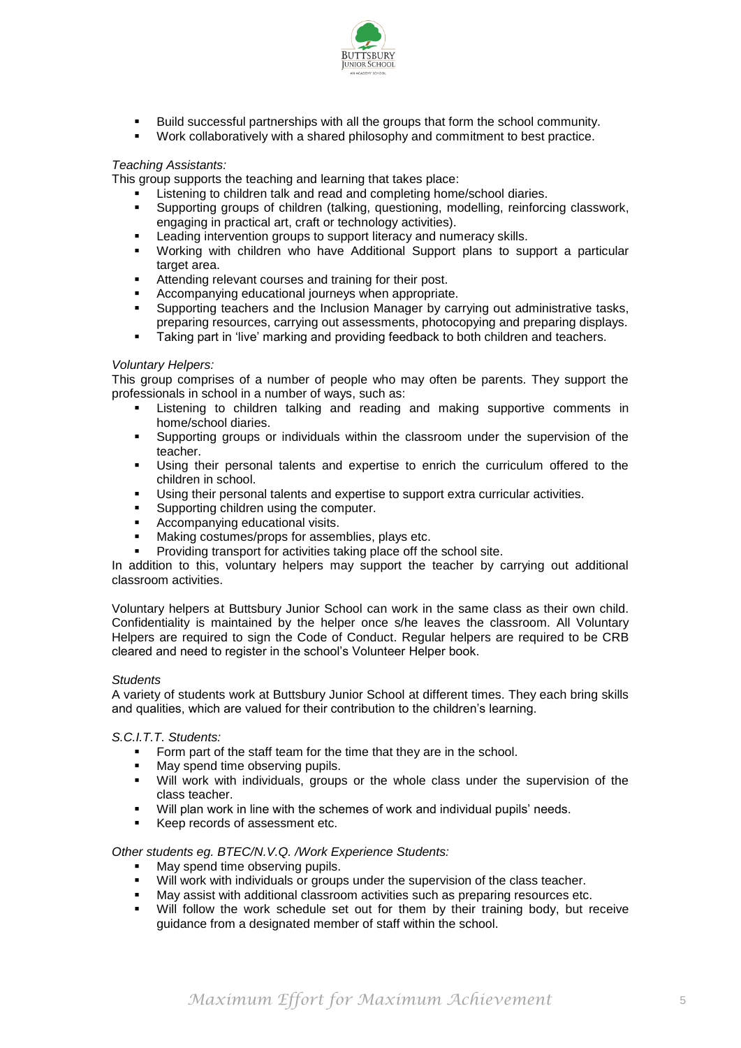- Build successful partnerships with all the groups that form the school community.
- Work collaboratively with a shared philosophy and commitment to best practice.

*Teaching Assistants:*

This group supports the teaching and learning that takes place:

- Listening to children talk and read and completing home/school diaries.
- Supporting groups of children (talking, questioning, modelling, reinforcing classwork, engaging in practical art, craft or technology activities).
- Leading intervention groups to support literacy and numeracy skills.
- Working with children who have Additional Support plans to support a particular target area.
- Attending relevant courses and training for their post.
- Accompanying educational journeys when appropriate.
- Supporting teachers and the Inclusion Manager by carrying out administrative tasks, preparing resources, carrying out assessments, photocopying and preparing displays.
- Taking part in 'live' marking and providing feedback to both children and teachers.

*Voluntary Helpers:*

This group comprises of a number of people who may often be parents. They support the professionals in school in a number of ways, such as:

- Listening to children talking and reading and making supportive comments in home/school diaries.
- Supporting groups or individuals within the classroom under the supervision of the teacher.
- Using their personal talents and expertise to enrich the curriculum offered to the children in school.
- Using their personal talents and expertise to support extra curricular activities.
- Supporting children using the computer.
- Accompanying educational visits.
- Making costumes/props for assemblies, plays etc.
- Providing transport for activities taking place off the school site.

In addition to this, voluntary helpers may support the teacher by carrying out additional classroom activities.

Voluntary helpers at Buttsbury Junior School can work in the same class as their own child. Confidentiality is maintained by the helper once s/he leaves the classroom. All Voluntary Helpers are required to sign the Code of Conduct. Regular helpers are required to be CRB cleared and need to register in the school's Volunteer Helper book.

*Students*

A variety of students work at Buttsbury Junior School at different times. They each bring skills and qualities, which are valued for their contribution to the children's learning.

*S.C.I.T.T. Students:*

- Form part of the staff team for the time that they are in the school.
- May spend time observing pupils.
- Will work with individuals, groups or the whole class under the supervision of the class teacher.
- Will plan work in line with the schemes of work and individual pupils' needs.
- Keep records of assessment etc.

*Other students eg. BTEC/N.V.Q. /Work Experience Students:*

- May spend time observing pupils.
- Will work with individuals or groups under the supervision of the class teacher.
- May assist with additional classroom activities such as preparing resources etc.
- Will follow the work schedule set out for them by their training body, but receive guidance from a designated member of staff within the school.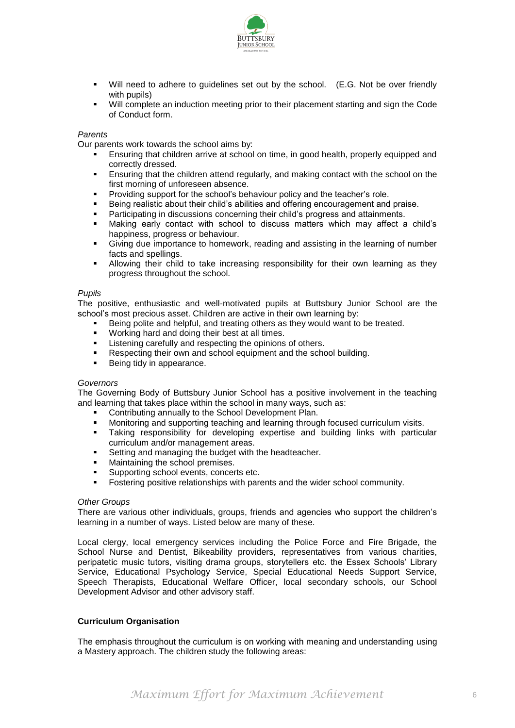- Will need to adhere to guidelines set out by the school. (E.G. Not be over friendly with pupils)
- Will complete an induction meeting prior to their placement starting and sign the Code of Conduct form.

*Parents*

Our parents work towards the school aims by:

- Ensuring that children arrive at school on time, in good health, properly equipped and correctly dressed.
- Ensuring that the children attend regularly, and making contact with the school on the first morning of unforeseen absence.
- Providing support for the school's behaviour policy and the teacher's role.
- Being realistic about their child's abilities and offering encouragement and praise.
- Participating in discussions concerning their child's progress and attainments.
- Making early contact with school to discuss matters which may affect a child's happiness, progress or behaviour.
- Giving due importance to homework, reading and assisting in the learning of number facts and spellings.
- Allowing their child to take increasing responsibility for their own learning as they progress throughout the school.

*Pupils*

The positive, enthusiastic and well-motivated pupils at Buttsbury Junior School are the school's most precious asset. Children are active in their own learning by:

- Being polite and helpful, and treating others as they would want to be treated.
- Working hard and doing their best at all times.
- Listening carefully and respecting the opinions of others.
- Respecting their own and school equipment and the school building.
- Being tidy in appearance.

*Governors*

The Governing Body of Buttsbury Junior School has a positive involvement in the teaching and learning that takes place within the school in many ways, such as:

- Contributing annually to the School Development Plan.
- Monitoring and supporting teaching and learning through focused curriculum visits.
- Taking responsibility for developing expertise and building links with particular curriculum and/or management areas.
- Setting and managing the budget with the headteacher.
- Maintaining the school premises.
- Supporting school events, concerts etc.
- Fostering positive relationships with parents and the wider school community.

*Other Groups*

There are various other individuals, groups, friends and agencies who support the children's learning in a number of ways. Listed below are many of these.

Local clergy, local emergency services including the Police Force and Fire Brigade, the School Nurse and Dentist, Bikeability providers, representatives from various charities, peripatetic music tutors, visiting drama groups, storytellers etc. the Essex Schools' Library Service, Educational Psychology Service, Special Educational Needs Support Service, Speech Therapists, Educational Welfare Officer, local secondary schools, our School Development Advisor and other advisory staff.

**Curriculum Organisation**

The emphasis throughout the curriculum is on working with meaning and understanding using a Mastery approach. The children study the following areas: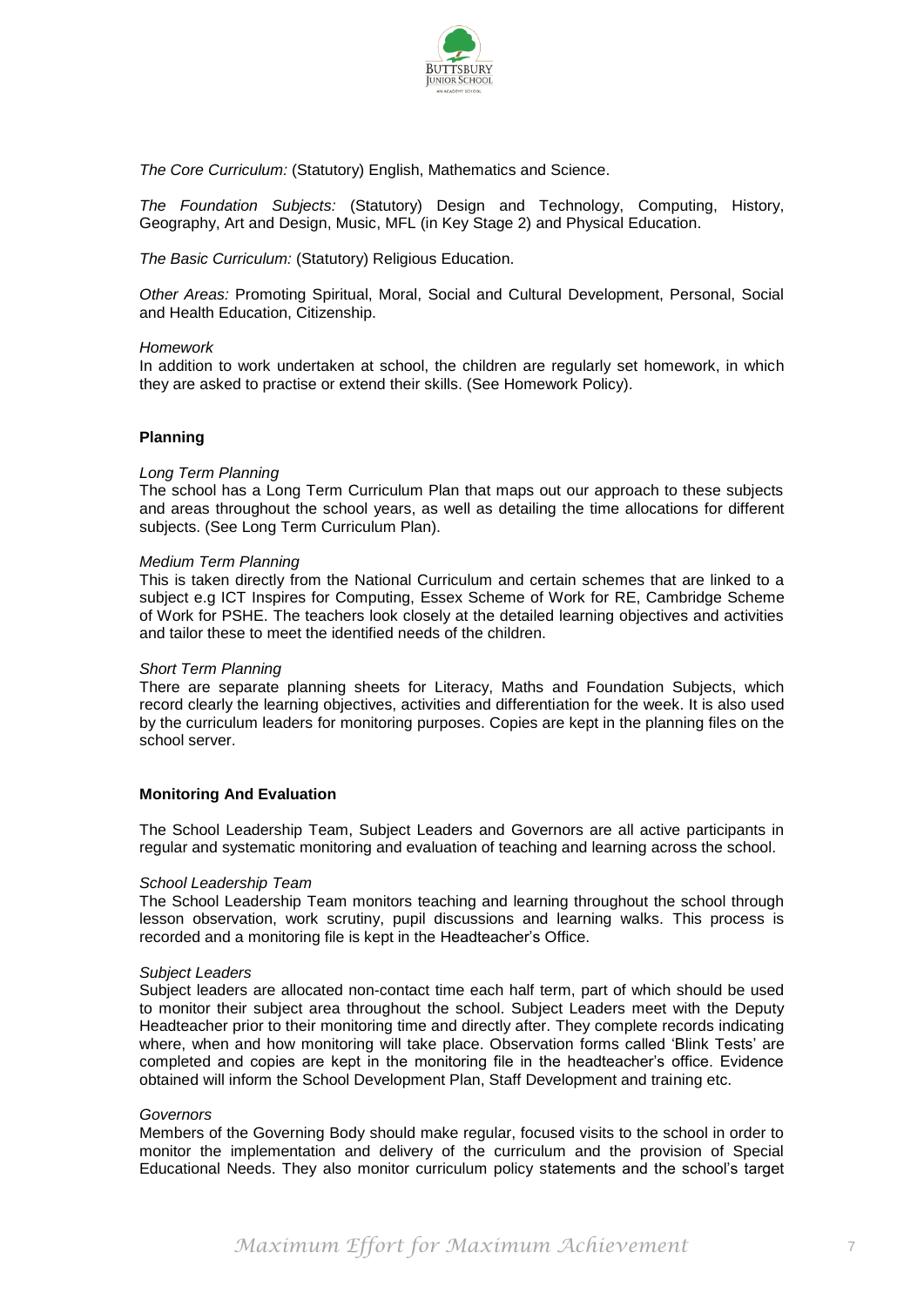*The Core Curriculum:* (Statutory) English, Mathematics and Science.

*The Foundation Subjects:* (Statutory) Design and Technology, Computing, History, Geography, Art and Design, Music, MFL (in Key Stage 2) and Physical Education.

*The Basic Curriculum:* (Statutory) Religious Education.

*Other Areas:* Promoting Spiritual, Moral, Social and Cultural Development, Personal, Social and Health Education, Citizenship.

*Homework*
In addition to work undertaken at school, the children are regularly set homework, in which they are asked to practise or extend their skills. (See Homework Policy).

## Planning

*Long Term Planning*
The school has a Long Term Curriculum Plan that maps out our approach to these subjects and areas throughout the school years, as well as detailing the time allocations for different subjects. (See Long Term Curriculum Plan).

*Medium Term Planning*
This is taken directly from the National Curriculum and certain schemes that are linked to a subject e.g ICT Inspires for Computing, Essex Scheme of Work for RE, Cambridge Scheme of Work for PSHE. The teachers look closely at the detailed learning objectives and activities and tailor these to meet the identified needs of the children.

*Short Term Planning*
There are separate planning sheets for Literacy, Maths and Foundation Subjects, which record clearly the learning objectives, activities and differentiation for the week. It is also used by the curriculum leaders for monitoring purposes. Copies are kept in the planning files on the school server.

## Monitoring And Evaluation

The School Leadership Team, Subject Leaders and Governors are all active participants in regular and systematic monitoring and evaluation of teaching and learning across the school.

*School Leadership Team*
The School Leadership Team monitors teaching and learning throughout the school through lesson observation, work scrutiny, pupil discussions and learning walks. This process is recorded and a monitoring file is kept in the Headteacher's Office.

*Subject Leaders*
Subject leaders are allocated non-contact time each half term, part of which should be used to monitor their subject area throughout the school. Subject Leaders meet with the Deputy Headteacher prior to their monitoring time and directly after. They complete records indicating where, when and how monitoring will take place. Observation forms called 'Blink Tests' are completed and copies are kept in the monitoring file in the headteacher's office. Evidence obtained will inform the School Development Plan, Staff Development and training etc.

*Governors*
Members of the Governing Body should make regular, focused visits to the school in order to monitor the implementation and delivery of the curriculum and the provision of Special Educational Needs. They also monitor curriculum policy statements and the school's target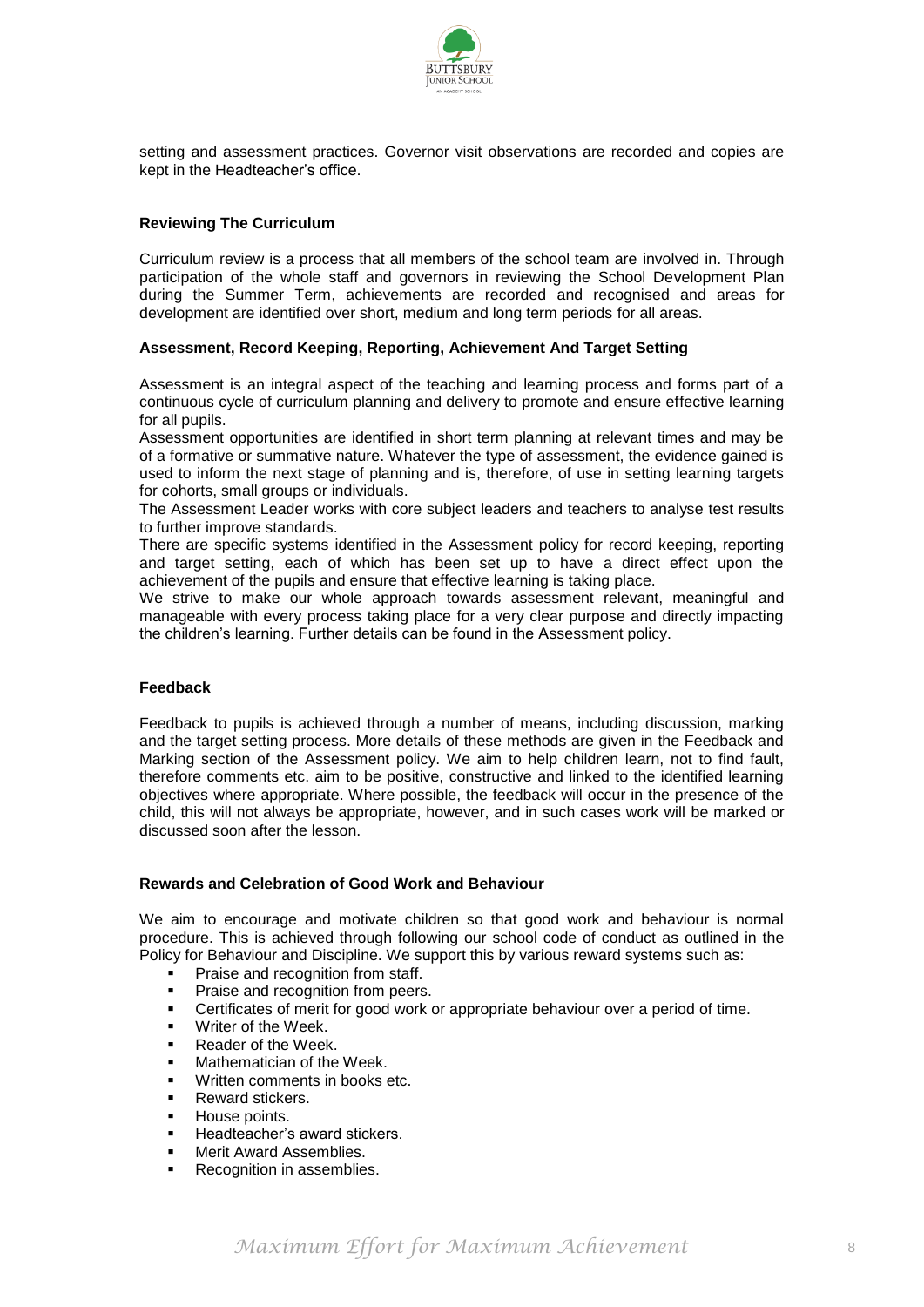setting and assessment practices. Governor visit observations are recorded and copies are kept in the Headteacher's office.

**Reviewing The Curriculum**

Curriculum review is a process that all members of the school team are involved in. Through participation of the whole staff and governors in reviewing the School Development Plan during the Summer Term, achievements are recorded and recognised and areas for development are identified over short, medium and long term periods for all areas.

**Assessment, Record Keeping, Reporting, Achievement And Target Setting**

Assessment is an integral aspect of the teaching and learning process and forms part of a continuous cycle of curriculum planning and delivery to promote and ensure effective learning for all pupils.

Assessment opportunities are identified in short term planning at relevant times and may be of a formative or summative nature. Whatever the type of assessment, the evidence gained is used to inform the next stage of planning and is, therefore, of use in setting learning targets for cohorts, small groups or individuals.

The Assessment Leader works with core subject leaders and teachers to analyse test results to further improve standards.

There are specific systems identified in the Assessment policy for record keeping, reporting and target setting, each of which has been set up to have a direct effect upon the achievement of the pupils and ensure that effective learning is taking place.

We strive to make our whole approach towards assessment relevant, meaningful and manageable with every process taking place for a very clear purpose and directly impacting the children's learning. Further details can be found in the Assessment policy.

**Feedback**

Feedback to pupils is achieved through a number of means, including discussion, marking and the target setting process. More details of these methods are given in the Feedback and Marking section of the Assessment policy. We aim to help children learn, not to find fault, therefore comments etc. aim to be positive, constructive and linked to the identified learning objectives where appropriate. Where possible, the feedback will occur in the presence of the child, this will not always be appropriate, however, and in such cases work will be marked or discussed soon after the lesson.

**Rewards and Celebration of Good Work and Behaviour**

We aim to encourage and motivate children so that good work and behaviour is normal procedure. This is achieved through following our school code of conduct as outlined in the Policy for Behaviour and Discipline. We support this by various reward systems such as:

- Praise and recognition from staff.
- Praise and recognition from peers.
- Certificates of merit for good work or appropriate behaviour over a period of time.
- Writer of the Week.
- Reader of the Week.
- Mathematician of the Week.
- Written comments in books etc.
- Reward stickers.
- House points.
- Headteacher's award stickers.
- Merit Award Assemblies.
- Recognition in assemblies.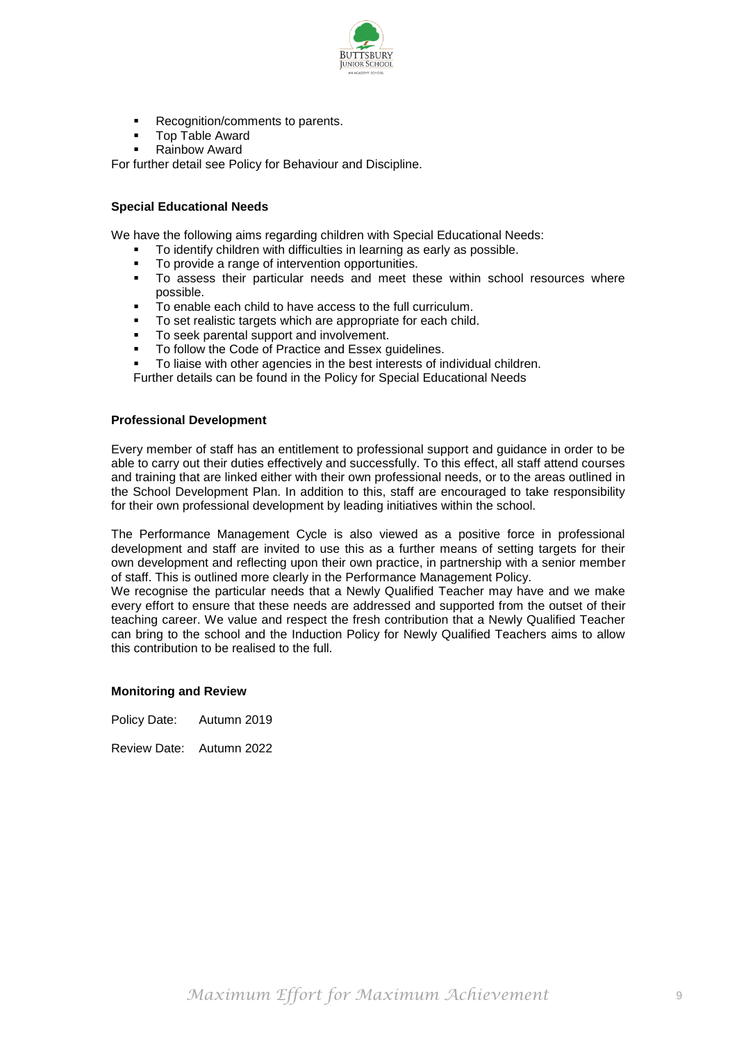- Recognition/comments to parents.
- Top Table Award
- Rainbow Award

For further detail see Policy for Behaviour and Discipline.

**Special Educational Needs**

We have the following aims regarding children with Special Educational Needs:

- To identify children with difficulties in learning as early as possible.
- To provide a range of intervention opportunities.
- To assess their particular needs and meet these within school resources where possible.
- To enable each child to have access to the full curriculum.
- To set realistic targets which are appropriate for each child.
- To seek parental support and involvement.
- To follow the Code of Practice and Essex guidelines.
- To liaise with other agencies in the best interests of individual children.

Further details can be found in the Policy for Special Educational Needs

**Professional Development**

Every member of staff has an entitlement to professional support and guidance in order to be able to carry out their duties effectively and successfully. To this effect, all staff attend courses and training that are linked either with their own professional needs, or to the areas outlined in the School Development Plan. In addition to this, staff are encouraged to take responsibility for their own professional development by leading initiatives within the school.

The Performance Management Cycle is also viewed as a positive force in professional development and staff are invited to use this as a further means of setting targets for their own development and reflecting upon their own practice, in partnership with a senior member of staff. This is outlined more clearly in the Performance Management Policy.

We recognise the particular needs that a Newly Qualified Teacher may have and we make every effort to ensure that these needs are addressed and supported from the outset of their teaching career. We value and respect the fresh contribution that a Newly Qualified Teacher can bring to the school and the Induction Policy for Newly Qualified Teachers aims to allow this contribution to be realised to the full.

**Monitoring and Review**

Policy Date: Autumn 2019

Review Date: Autumn 2022